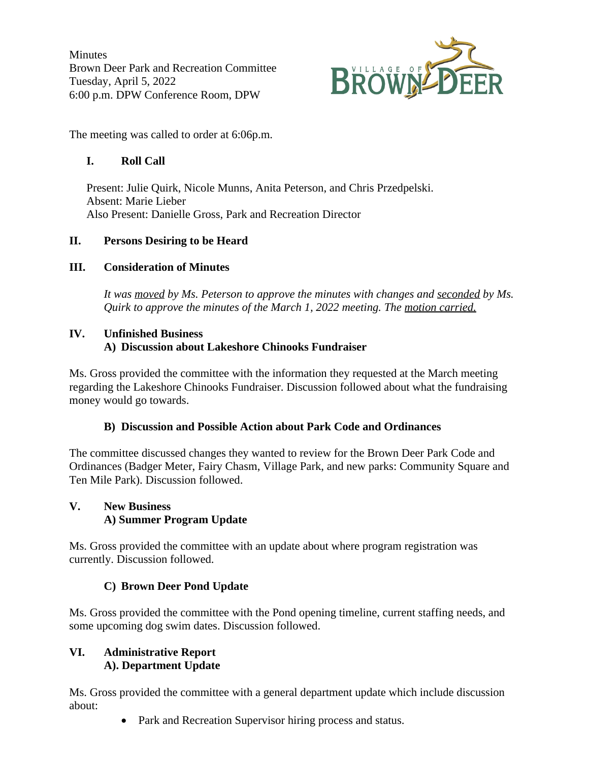Minutes
Brown Deer Park and Recreation Committee
Tuesday, April 5, 2022
6:00 p.m. DPW Conference Room, DPW

The meeting was called to order at 6:06p.m.

## I. Roll Call

Present: Julie Quirk, Nicole Munns, Anita Peterson, and Chris Przedpelski.
Absent: Marie Lieber
Also Present: Danielle Gross, Park and Recreation Director

## II. Persons Desiring to be Heard

## III. Consideration of Minutes

*It was moved by Ms. Peterson to approve the minutes with changes and seconded by Ms. Quirk to approve the minutes of the March 1, 2022 meeting. The motion carried.*

## IV. Unfinished Business

### A) Discussion about Lakeshore Chinooks Fundraiser

Ms. Gross provided the committee with the information they requested at the March meeting regarding the Lakeshore Chinooks Fundraiser. Discussion followed about what the fundraising money would go towards.

### B) Discussion and Possible Action about Park Code and Ordinances

The committee discussed changes they wanted to review for the Brown Deer Park Code and Ordinances (Badger Meter, Fairy Chasm, Village Park, and new parks: Community Square and Ten Mile Park). Discussion followed.

## V. New Business

### A) Summer Program Update

Ms. Gross provided the committee with an update about where program registration was currently. Discussion followed.

### C) Brown Deer Pond Update

Ms. Gross provided the committee with the Pond opening timeline, current staffing needs, and some upcoming dog swim dates. Discussion followed.

## VI. Administrative Report

### A). Department Update

Ms. Gross provided the committee with a general department update which include discussion about:

- Park and Recreation Supervisor hiring process and status.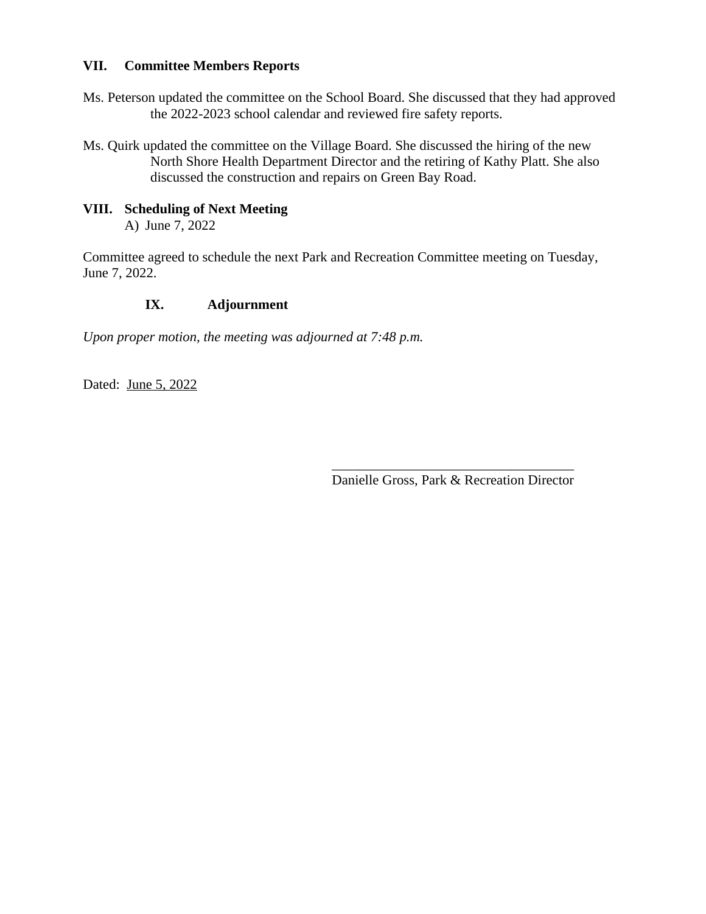**VII. Committee Members Reports**

Ms. Peterson updated the committee on the School Board. She discussed that they had approved the 2022-2023 school calendar and reviewed fire safety reports.

Ms. Quirk updated the committee on the Village Board. She discussed the hiring of the new North Shore Health Department Director and the retiring of Kathy Platt. She also discussed the construction and repairs on Green Bay Road.

**VIII. Scheduling of Next Meeting**

A) June 7, 2022

Committee agreed to schedule the next Park and Recreation Committee meeting on Tuesday, June 7, 2022.

**IX. Adjournment**

*Upon proper motion, the meeting was adjourned at 7:48 p.m.*

Dated: June 5, 2022

\_\_\_\_\_\_\_\_\_\_\_\_\_\_\_\_\_\_\_\_\_\_\_\_\_\_\_\_\_\_\_\_\_\_\_\_

Danielle Gross, Park & Recreation Director